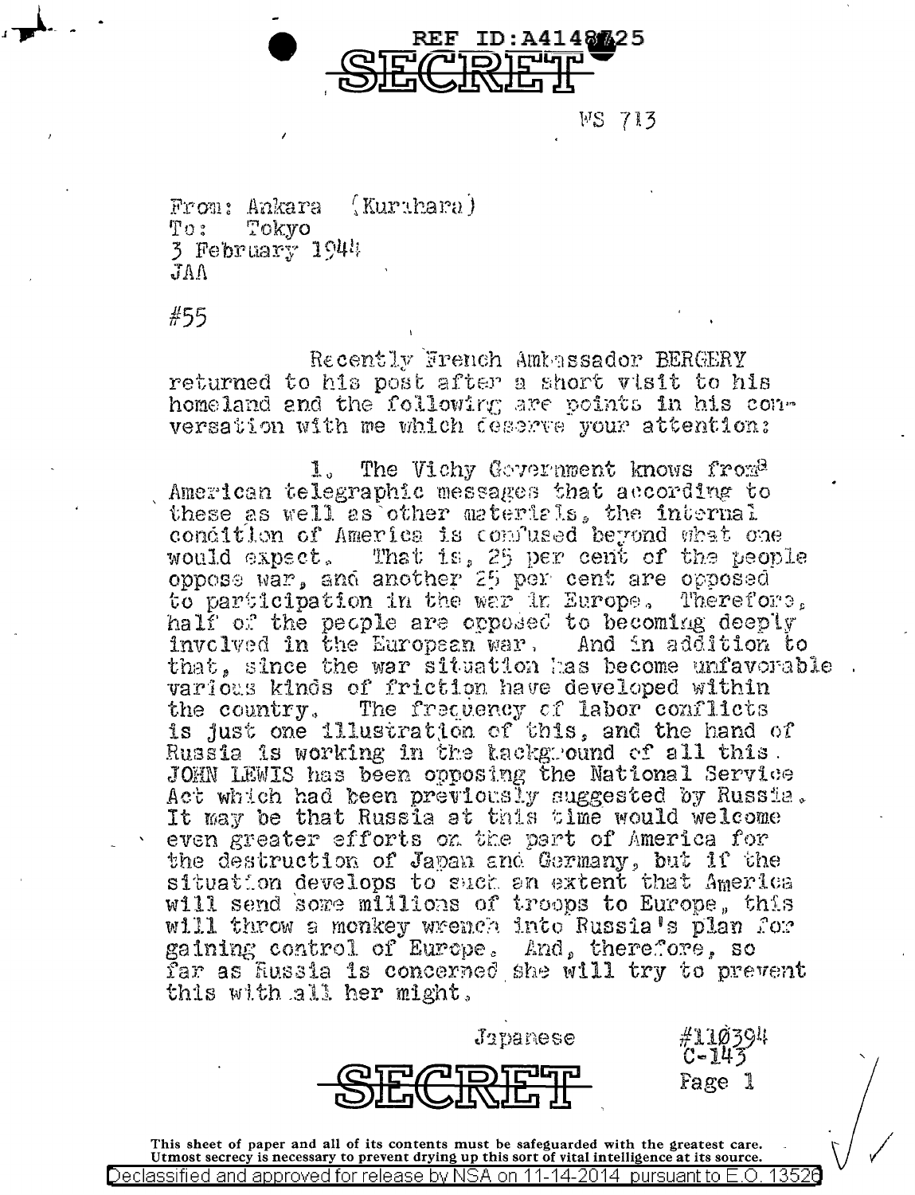REF ID:A4148725

SECRET

WS 713

From: Ankara (Kurahara)
To: Tokyo
3 February 1944
JAA

#55

Recently French Ambassador BERGERY returned to his post after a short visit to his homeland and the following are points in his conversation with me which deserve your attention:

1. The Vichy Government knows from[a] American telegraphic messages that according to these as well as other materials, the internal condition of America is confused beyond what one would expect. That is, 25 per cent of the people oppose war, and another 25 per cent are opposed to participation in the war in Europe. Therefore, half of the people are opposed to becoming deeply involved in the European war. And in addition to that, since the war situation has become unfavorable various kinds of friction have developed within the country. The frequency of labor conflicts is just one illustration of this, and the hand of Russia is working in the background of all this. JOHN LEWIS has been opposing the National Service Act which had been previously suggested by Russia. It may be that Russia at this time would welcome even greater efforts on the part of America for the destruction of Japan and Germany, but if the situation develops to such an extent that America will send some millions of troops to Europe, this will throw a monkey wrench into Russia's plan for gaining control of Europe. And, therefore, so far as Russia is concerned she will try to prevent this with all her might.

Japanese

SECRET

#110394
C-143
Page 1

This sheet of paper and all of its contents must be safeguarded with the greatest care. Utmost secrecy is necessary to prevent drying up this sort of vital intelligence at its source.

Declassified and approved for release by NSA on 11-14-2014 pursuant to E.O. 13526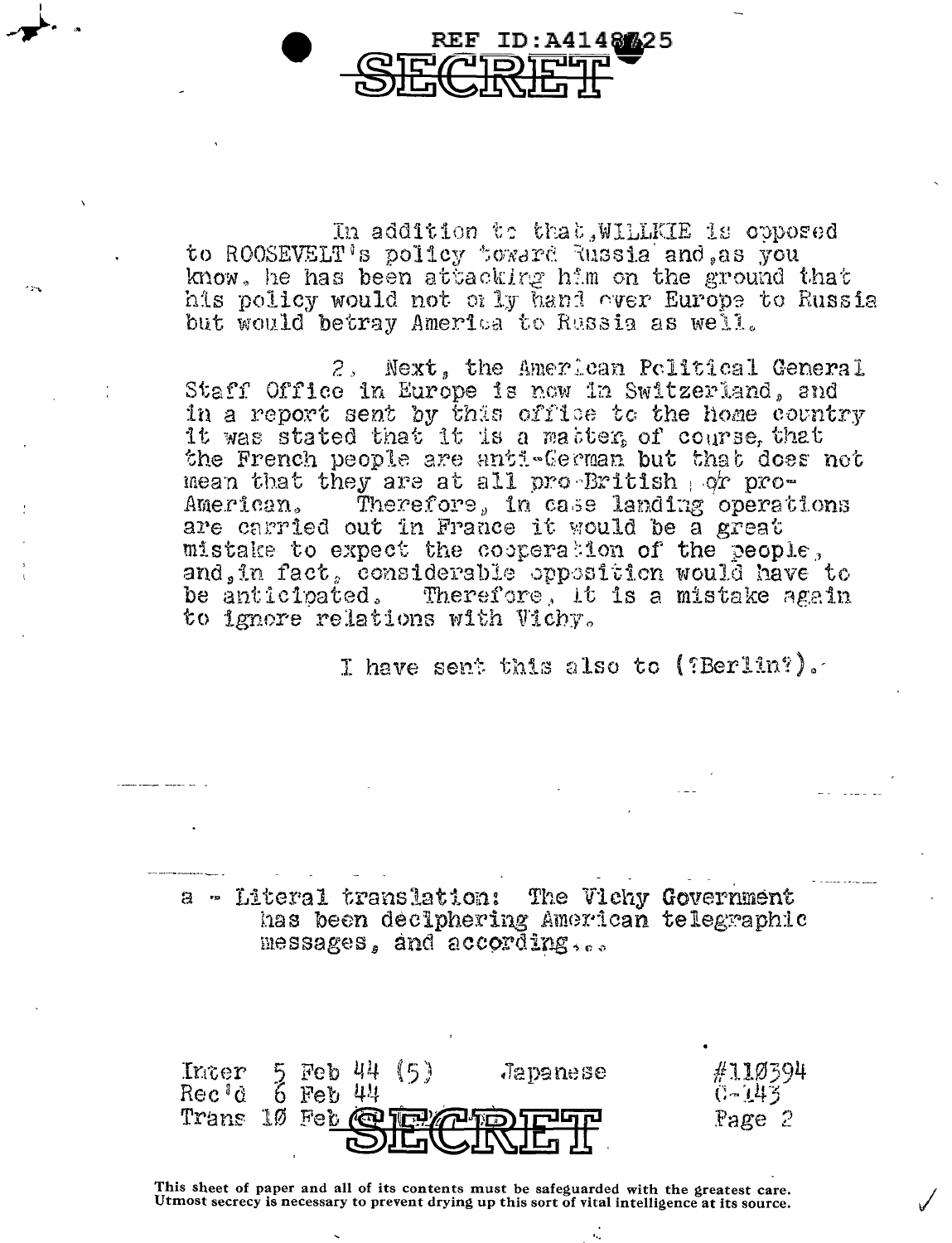REF ID:A4148725

SECRET

In addition to that, WILLKIE is opposed to ROOSEVELT's policy toward Russia and, as you know, he has been attacking him on the ground that his policy would not only hand over Europe to Russia but would betray America to Russia as well.

2. Next, the American Political General Staff Office in Europe is now in Switzerland, and in a report sent by this office to the home country it was stated that it is a matter of course, that the French people are anti-German but that does not mean that they are at all pro-British or pro-American. Therefore, in case landing operations are carried out in France it would be a great mistake to expect the cooperation of the people, and, in fact, considerable opposition would have to be anticipated. Therefore, it is a mistake again to ignore relations with Vichy.

I have sent this also to (?Berlin?).

a - Literal translation: The Vichy Government has been deciphering American telegraphic messages, and according...

Inter 5 Feb 44 (5) Japanese #110394
Rec'd 6 Feb 44 C-143
Trans 10 Feb

SECRET

This sheet of paper and all of its contents must be safeguarded with the greatest care. Utmost secrecy is necessary to prevent drying up this sort of vital intelligence at its source.